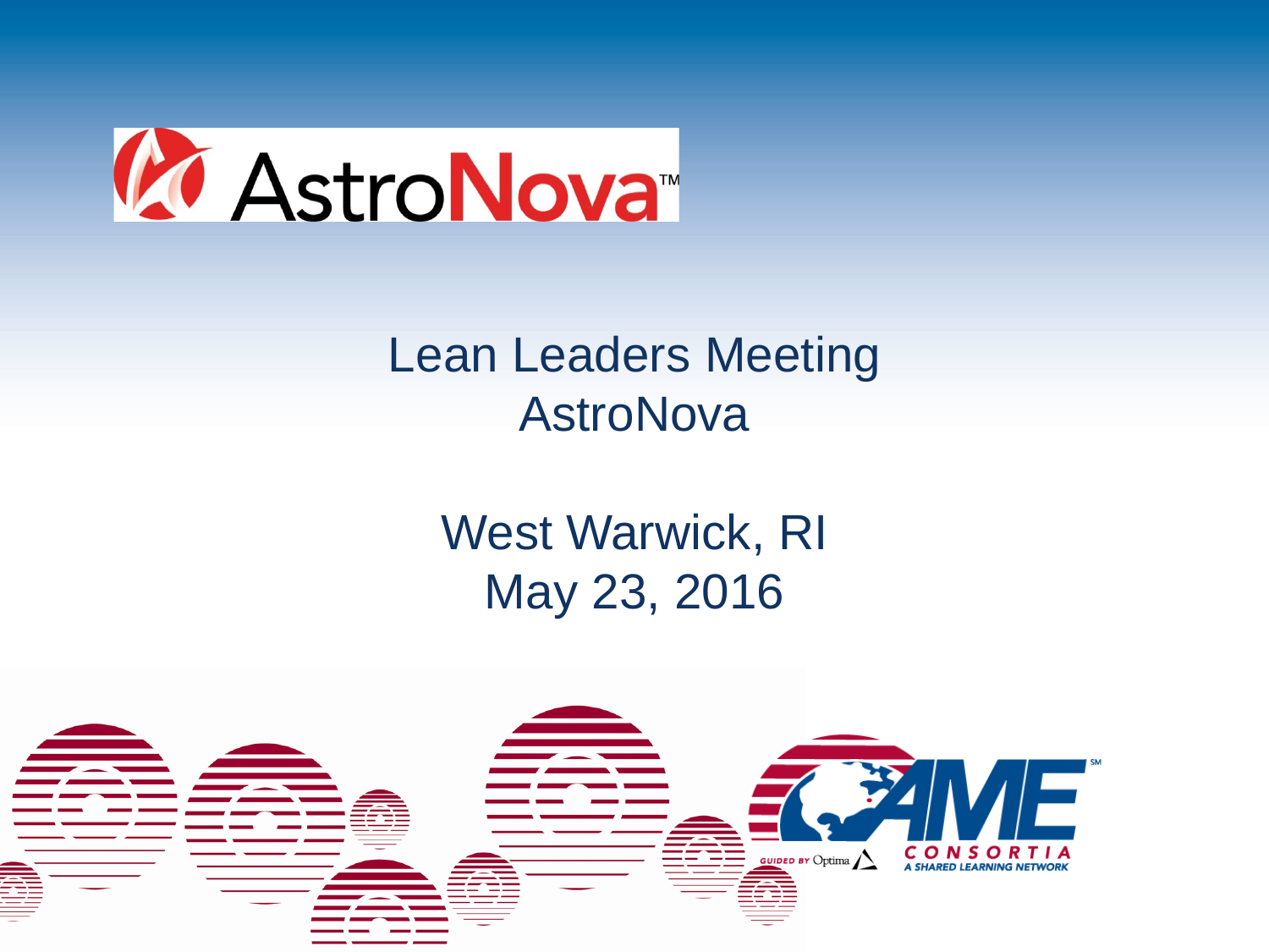# Lean Leaders Meeting
# AstroNova

## West Warwick, RI
## May 23, 2016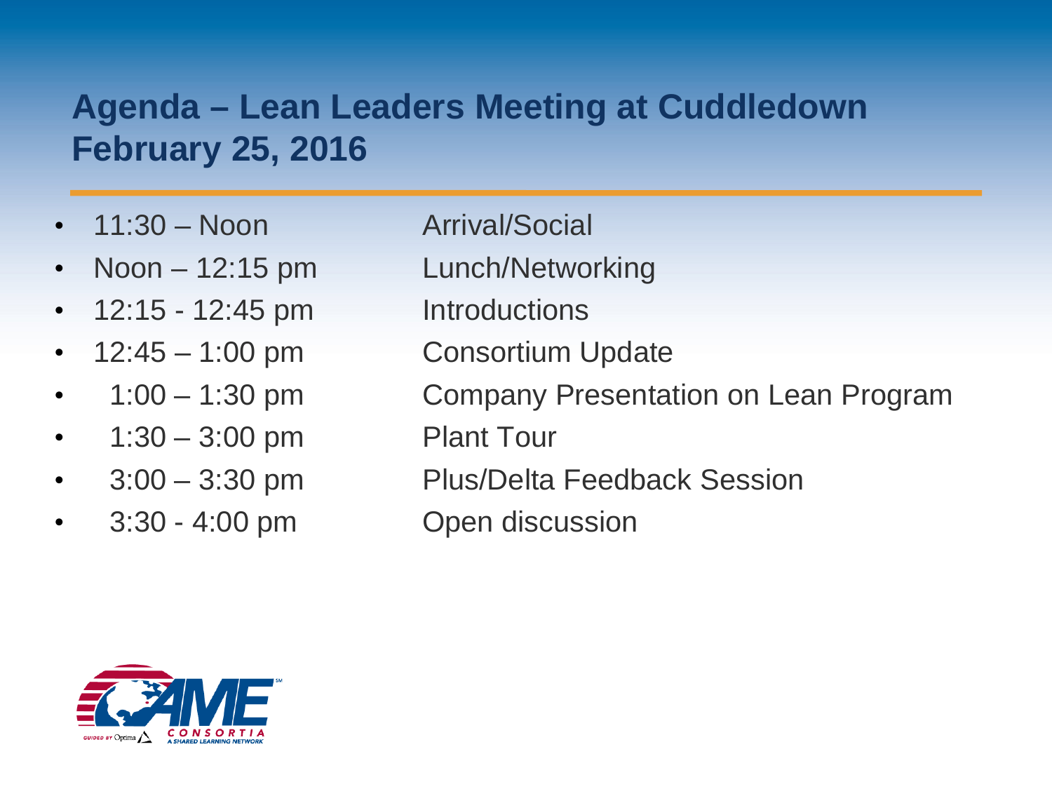# Agenda – Lean Leaders Meeting at Cuddledown February 25, 2016

- 11:30 – Noon — Arrival/Social
- Noon – 12:15 pm — Lunch/Networking
- 12:15 - 12:45 pm — Introductions
- 12:45 – 1:00 pm — Consortium Update
- 1:00 – 1:30 pm — Company Presentation on Lean Program
- 1:30 – 3:00 pm — Plant Tour
- 3:00 – 3:30 pm — Plus/Delta Feedback Session
- 3:30 - 4:00 pm — Open discussion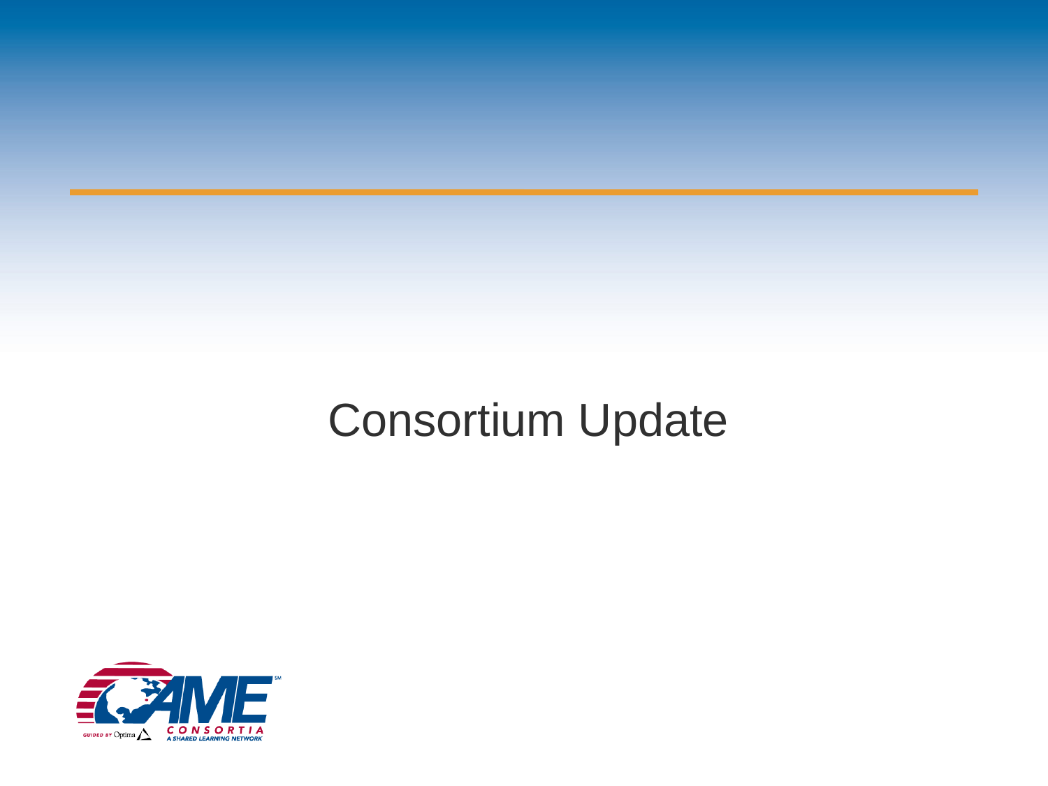# Consortium Update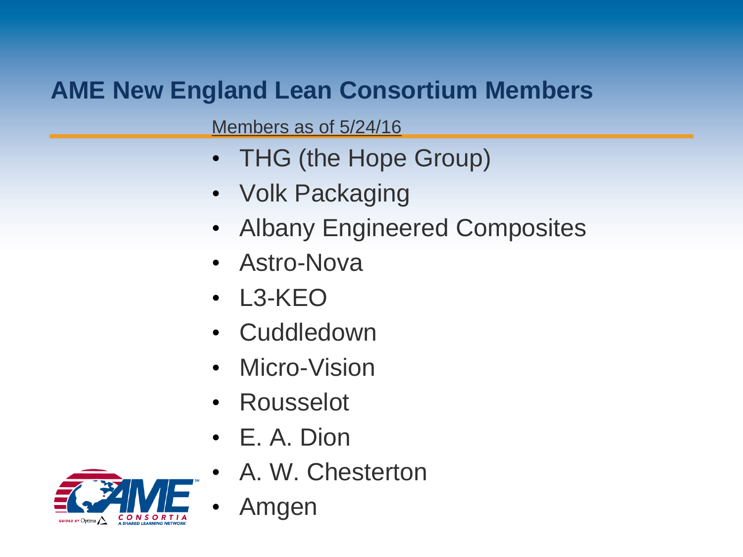# AME New England Lean Consortium Members

Members as of 5/24/16

- THG (the Hope Group)
- Volk Packaging
- Albany Engineered Composites
- Astro-Nova
- L3-KEO
- Cuddledown
- Micro-Vision
- Rousselot
- E. A. Dion
- A. W. Chesterton
- Amgen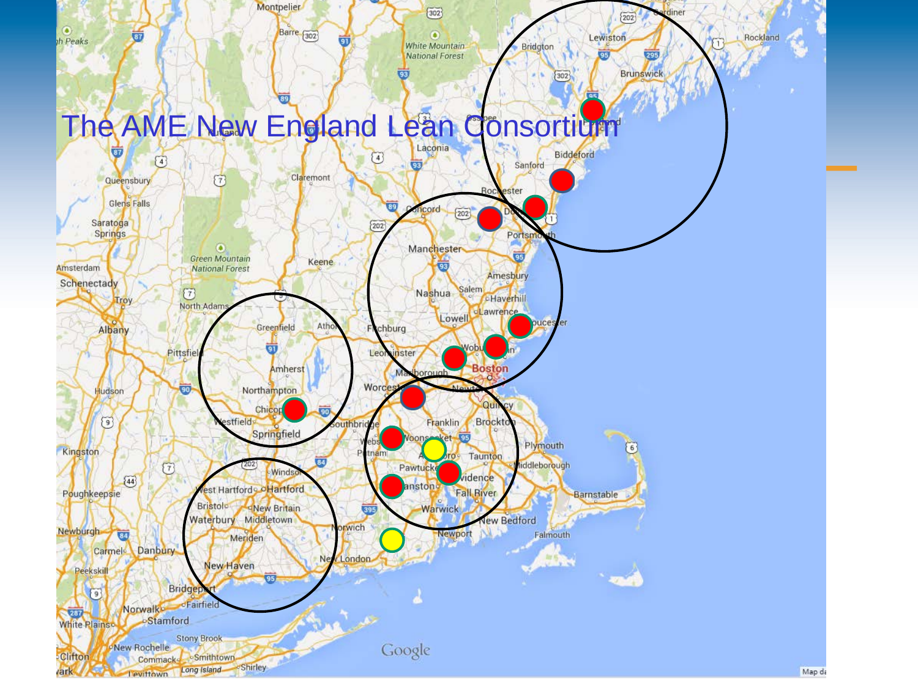# The AME New England Lean Consortium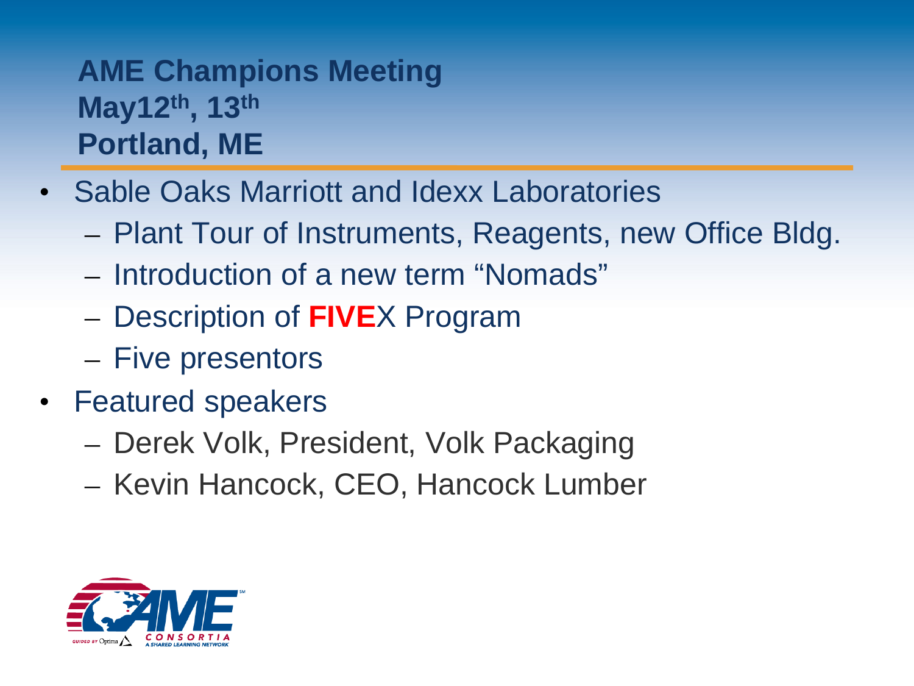## AME Champions Meeting
## May12th, 13th
## Portland, ME

- Sable Oaks Marriott and Idexx Laboratories
  - Plant Tour of Instruments, Reagents, new Office Bldg.
  - Introduction of a new term "Nomads"
  - Description of **FIVE**X Program
  - Five presentors
- Featured speakers
  - Derek Volk, President, Volk Packaging
  - Kevin Hancock, CEO, Hancock Lumber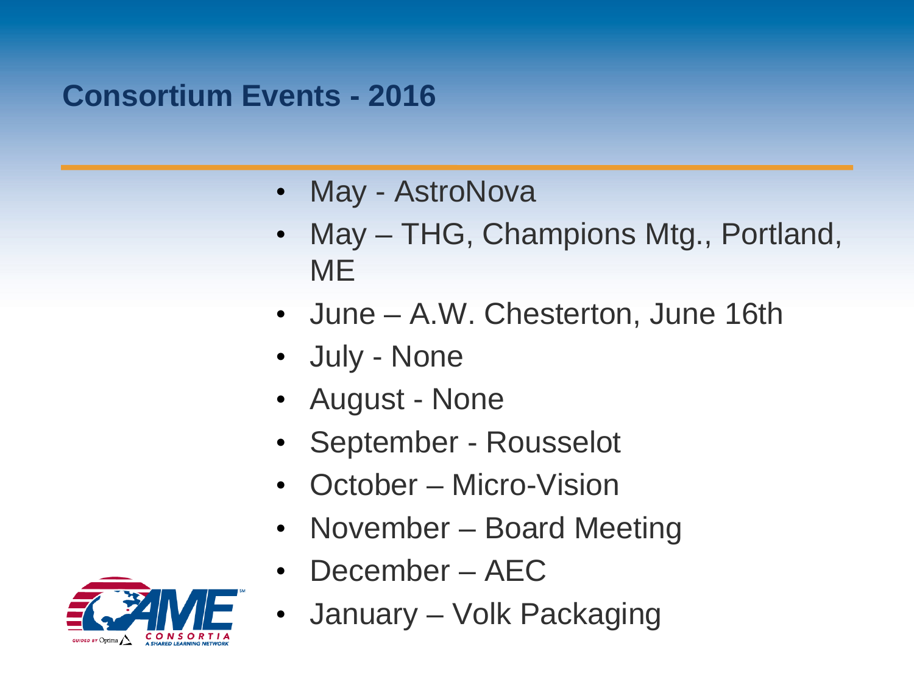# Consortium Events - 2016

- May - AstroNova
- May – THG, Champions Mtg., Portland, ME
- June – A.W. Chesterton, June 16th
- July - None
- August - None
- September - Rousselot
- October – Micro-Vision
- November – Board Meeting
- December – AEC
- January – Volk Packaging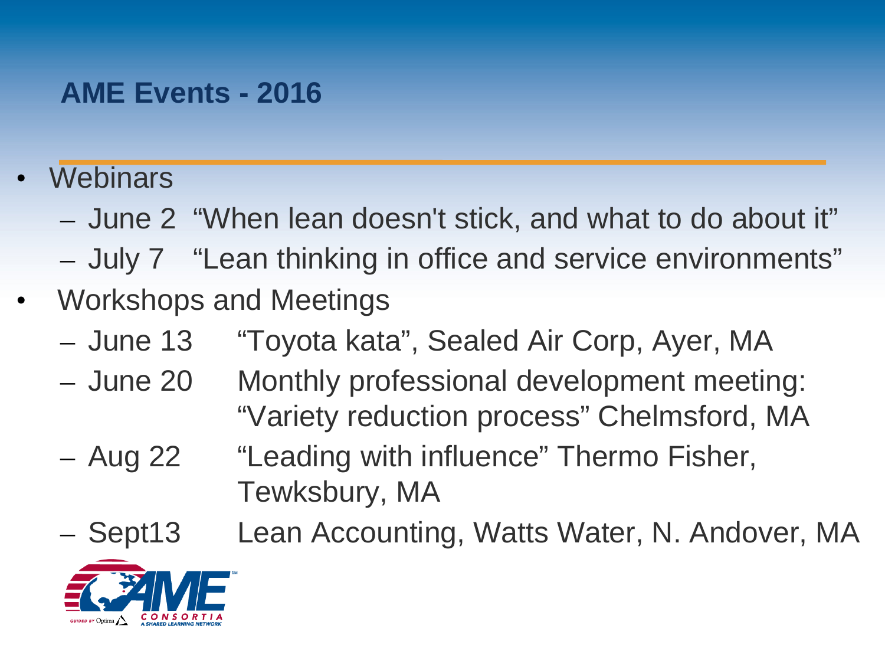## AME Events - 2016

- Webinars
  - June 2 "When lean doesn't stick, and what to do about it"
  - July 7 "Lean thinking in office and service environments"
- Workshops and Meetings
  - June 13 "Toyota kata", Sealed Air Corp, Ayer, MA
  - June 20 Monthly professional development meeting: "Variety reduction process" Chelmsford, MA
  - Aug 22 "Leading with influence" Thermo Fisher, Tewksbury, MA
  - Sept13 Lean Accounting, Watts Water, N. Andover, MA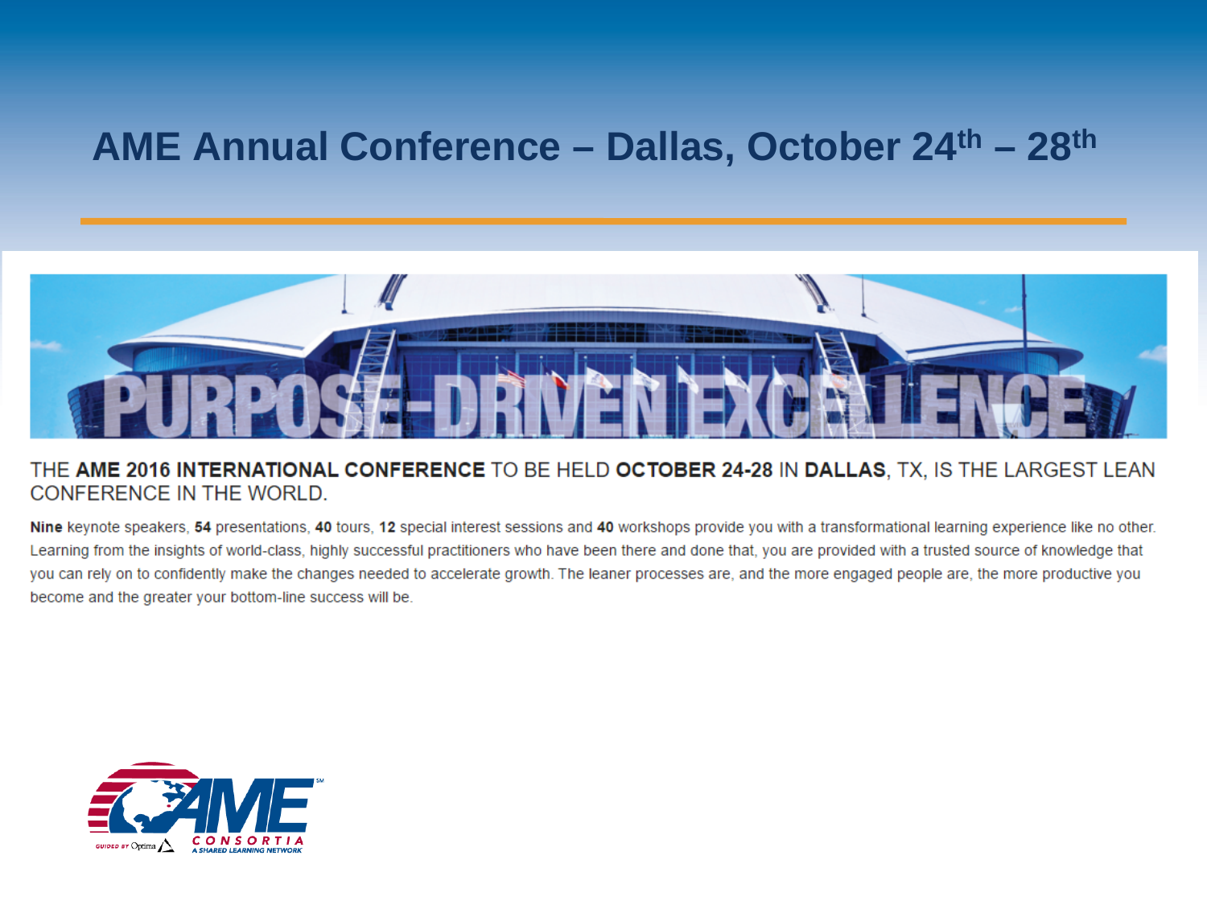# AME Annual Conference – Dallas, October 24th – 28th

PURPOSE-DRIVEN EXCELLENCE

THE **AME 2016 INTERNATIONAL CONFERENCE** TO BE HELD **OCTOBER 24-28** IN **DALLAS**, TX, IS THE LARGEST LEAN CONFERENCE IN THE WORLD.

**Nine** keynote speakers, **54** presentations, **40** tours, **12** special interest sessions and **40** workshops provide you with a transformational learning experience like no other. Learning from the insights of world-class, highly successful practitioners who have been there and done that, you are provided with a trusted source of knowledge that you can rely on to confidently make the changes needed to accelerate growth. The leaner processes are, and the more engaged people are, the more productive you become and the greater your bottom-line success will be.

AME CONSORTIA
A SHARED LEARNING NETWORK
GUIDED BY Optima